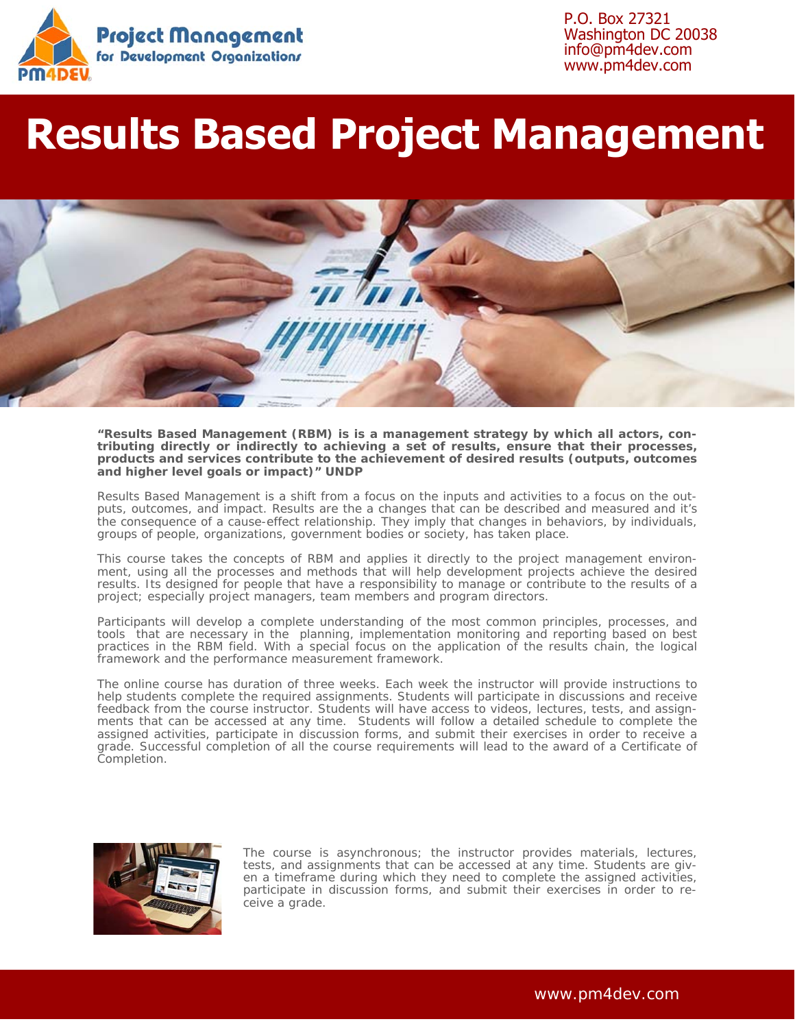Project Management for Development Organizations

P.O. Box 27321
Washington DC 20038
info@pm4dev.com
www.pm4dev.com

# Results Based Project Management

**"Results Based Management (RBM) is is a management strategy by which all actors, contributing directly or indirectly to achieving a set of results, ensure that their processes, products and services contribute to the achievement of desired results (outputs, outcomes and higher level goals or impact)" UNDP**

Results Based Management is a shift from a focus on the inputs and activities to a focus on the outputs, outcomes, and impact. Results are the a changes that can be described and measured and it's the consequence of a cause-effect relationship. They imply that changes in behaviors, by individuals, groups of people, organizations, government bodies or society, has taken place.

This course takes the concepts of RBM and applies it directly to the project management environment, using all the processes and methods that will help development projects achieve the desired results. Its designed for people that have a responsibility to manage or contribute to the results of a project; especially project managers, team members and program directors.

Participants will develop a complete understanding of the most common principles, processes, and tools that are necessary in the planning, implementation monitoring and reporting based on best practices in the RBM field. With a special focus on the application of the results chain, the logical framework and the performance measurement framework.

The online course has duration of three weeks. Each week the instructor will provide instructions to help students complete the required assignments. Students will participate in discussions and receive feedback from the course instructor. Students will have access to videos, lectures, tests, and assignments that can be accessed at any time. Students will follow a detailed schedule to complete the assigned activities, participate in discussion forms, and submit their exercises in order to receive a grade. Successful completion of all the course requirements will lead to the award of a Certificate of Completion.

The course is asynchronous; the instructor provides materials, lectures, tests, and assignments that can be accessed at any time. Students are given a timeframe during which they need to complete the assigned activities, participate in discussion forms, and submit their exercises in order to receive a grade.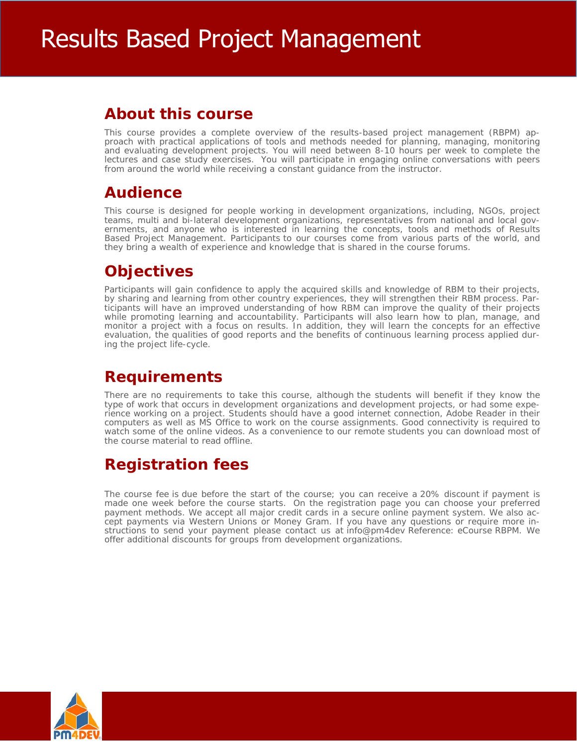# Results Based Project Management

## About this course

This course provides a complete overview of the results-based project management (RBPM) approach with practical applications of tools and methods needed for planning, managing, monitoring and evaluating development projects. You will need between 8-10 hours per week to complete the lectures and case study exercises. You will participate in engaging online conversations with peers from around the world while receiving a constant guidance from the instructor.

## Audience

This course is designed for people working in development organizations, including, NGOs, project teams, multi and bi-lateral development organizations, representatives from national and local governments, and anyone who is interested in learning the concepts, tools and methods of Results Based Project Management. Participants to our courses come from various parts of the world, and they bring a wealth of experience and knowledge that is shared in the course forums.

## Objectives

Participants will gain confidence to apply the acquired skills and knowledge of RBM to their projects, by sharing and learning from other country experiences, they will strengthen their RBM process. Participants will have an improved understanding of how RBM can improve the quality of their projects while promoting learning and accountability. Participants will also learn how to plan, manage, and monitor a project with a focus on results. In addition, they will learn the concepts for an effective evaluation, the qualities of good reports and the benefits of continuous learning process applied during the project life-cycle.

## Requirements

There are no requirements to take this course, although the students will benefit if they know the type of work that occurs in development organizations and development projects, or had some experience working on a project. Students should have a good internet connection, Adobe Reader in their computers as well as MS Office to work on the course assignments. Good connectivity is required to watch some of the online videos. As a convenience to our remote students you can download most of the course material to read offline.

## Registration fees

The course fee is due before the start of the course; you can receive a 20% discount if payment is made one week before the course starts. On the registration page you can choose your preferred payment methods. We accept all major credit cards in a secure online payment system. We also accept payments via Western Unions or Money Gram. If you have any questions or require more instructions to send your payment please contact us at info@pm4dev Reference: eCourse RBPM. We offer additional discounts for groups from development organizations.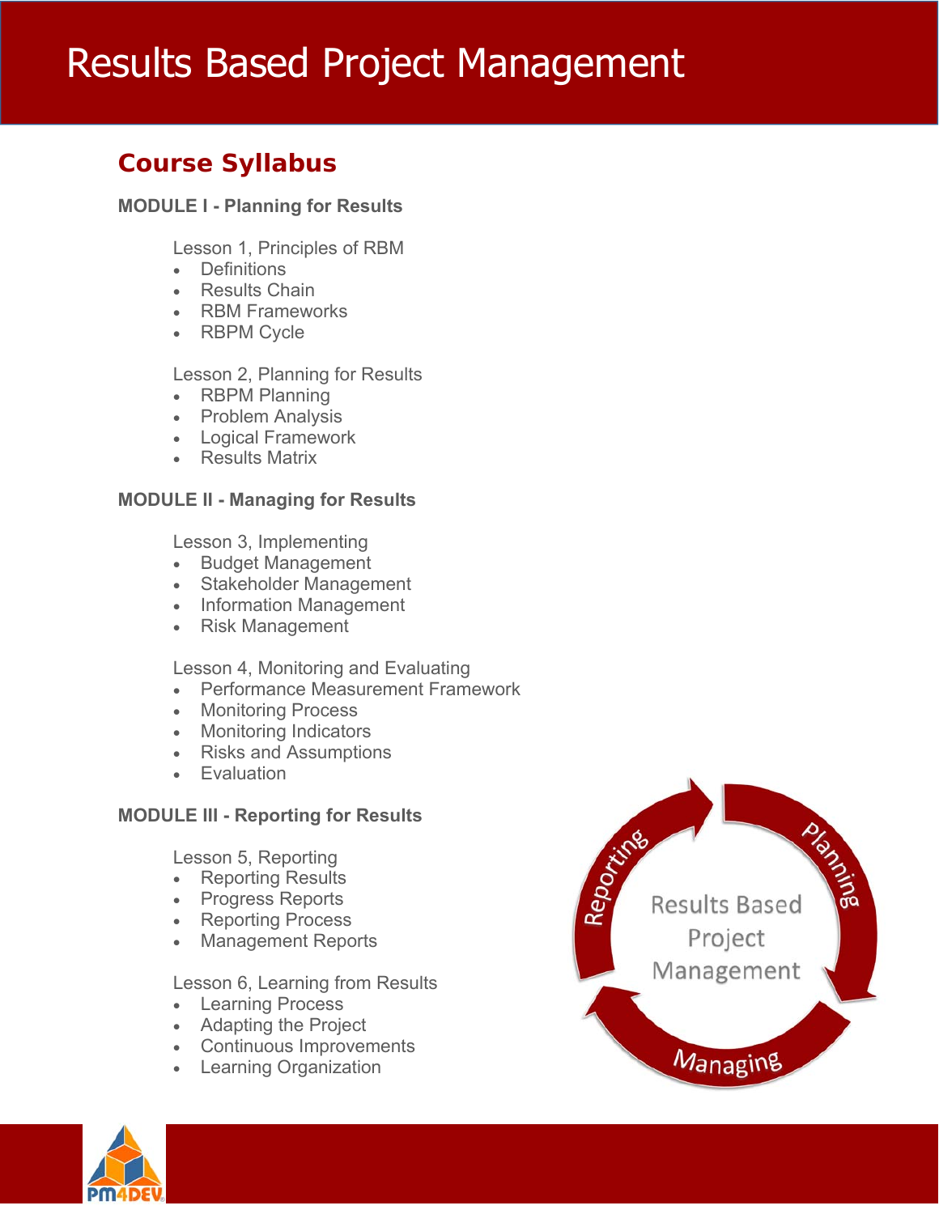# Results Based Project Management

## Course Syllabus

### MODULE I - Planning for Results

Lesson 1, Principles of RBM
- Definitions
- Results Chain
- RBM Frameworks
- RBPM Cycle

Lesson 2, Planning for Results
- RBPM Planning
- Problem Analysis
- Logical Framework
- Results Matrix

### MODULE II - Managing for Results

Lesson 3, Implementing
- Budget Management
- Stakeholder Management
- Information Management
- Risk Management

Lesson 4, Monitoring and Evaluating
- Performance Measurement Framework
- Monitoring Process
- Monitoring Indicators
- Risks and Assumptions
- Evaluation

### MODULE III - Reporting for Results

Lesson 5, Reporting
- Reporting Results
- Progress Reports
- Reporting Process
- Management Reports

Lesson 6, Learning from Results
- Learning Process
- Adapting the Project
- Continuous Improvements
- Learning Organization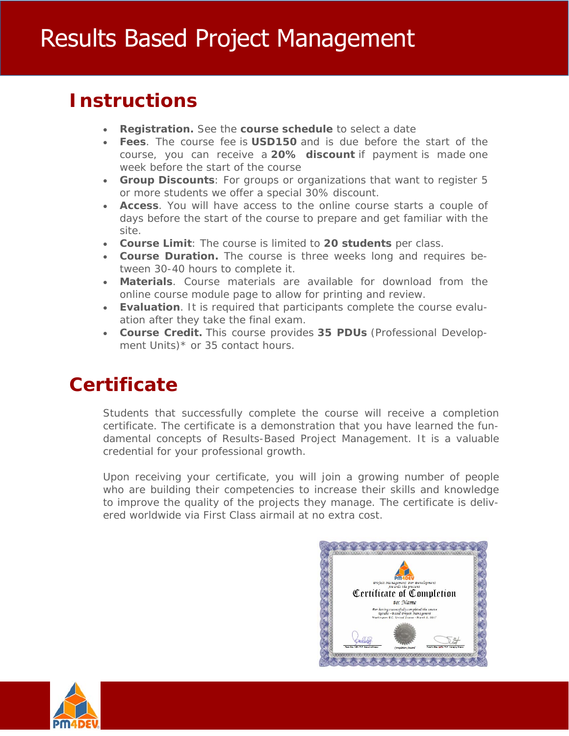# Results Based Project Management

## Instructions

- **Registration.** See the **course schedule** to select a date
- **Fees**. The course fee is **USD150** and is due before the start of the course, you can receive a **20% discount** if payment is made one week before the start of the course
- **Group Discounts**: For groups or organizations that want to register 5 or more students we offer a special 30% discount.
- **Access**. You will have access to the online course starts a couple of days before the start of the course to prepare and get familiar with the site.
- **Course Limit**: The course is limited to **20 students** per class.
- **Course Duration.** The course is three weeks long and requires between 30-40 hours to complete it.
- **Materials**. Course materials are available for download from the online course module page to allow for printing and review.
- **Evaluation**. It is required that participants complete the course evaluation after they take the final exam.
- **Course Credit.** This course provides **35 PDUs** (Professional Development Units)* or 35 contact hours.

## Certificate

Students that successfully complete the course will receive a completion certificate. The certificate is a demonstration that you have learned the fundamental concepts of Results-Based Project Management. It is a valuable credential for your professional growth.

Upon receiving your certificate, you will join a growing number of people who are building their competencies to increase their skills and knowledge to improve the quality of the projects they manage. The certificate is delivered worldwide via First Class airmail at no extra cost.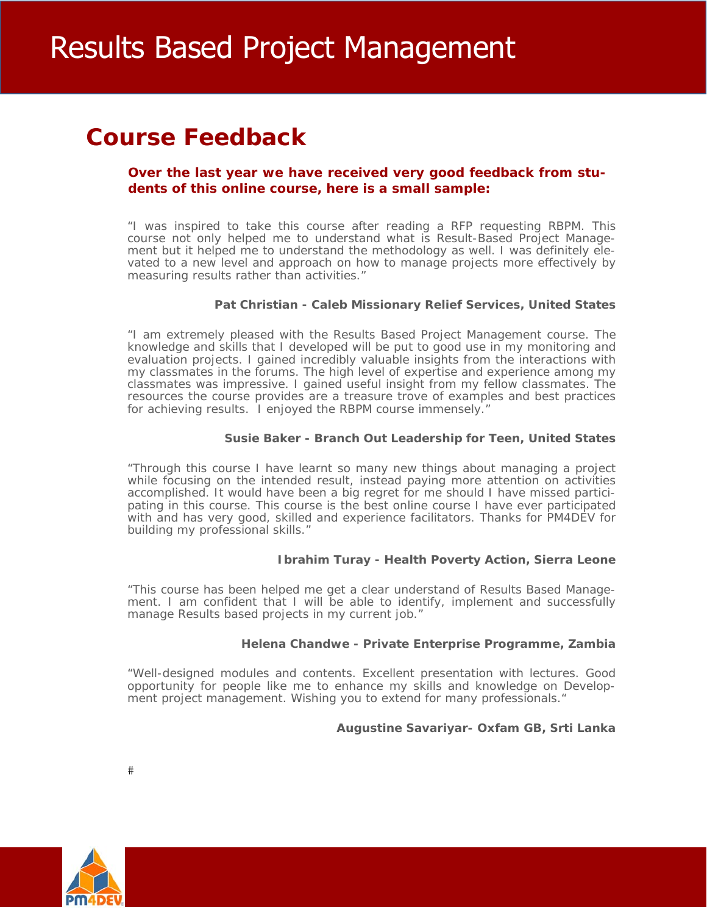## Course Feedback

**Over the last year we have received very good feedback from students of this online course, here is a small sample:**

"I was inspired to take this course after reading a RFP requesting RBPM. This course not only helped me to understand what is Result-Based Project Management but it helped me to understand the methodology as well. I was definitely elevated to a new level and approach on how to manage projects more effectively by measuring results rather than activities."

**Pat Christian - Caleb Missionary Relief Services, United States**

"I am extremely pleased with the Results Based Project Management course. The knowledge and skills that I developed will be put to good use in my monitoring and evaluation projects. I gained incredibly valuable insights from the interactions with my classmates in the forums. The high level of expertise and experience among my classmates was impressive. I gained useful insight from my fellow classmates. The resources the course provides are a treasure trove of examples and best practices for achieving results. I enjoyed the RBPM course immensely."

**Susie Baker - Branch Out Leadership for Teen, United States**

"Through this course I have learnt so many new things about managing a project while focusing on the intended result, instead paying more attention on activities accomplished. It would have been a big regret for me should I have missed participating in this course. This course is the best online course I have ever participated with and has very good, skilled and experience facilitators. Thanks for PM4DEV for building my professional skills."

**Ibrahim Turay - Health Poverty Action, Sierra Leone**

"This course has been helped me get a clear understand of Results Based Management. I am confident that I will be able to identify, implement and successfully manage Results based projects in my current job."

**Helena Chandwe - Private Enterprise Programme, Zambia**

"Well-designed modules and contents. Excellent presentation with lectures. Good opportunity for people like me to enhance my skills and knowledge on Development project management. Wishing you to extend for many professionals."

**Augustine Savariyar- Oxfam GB, Srti Lanka**

#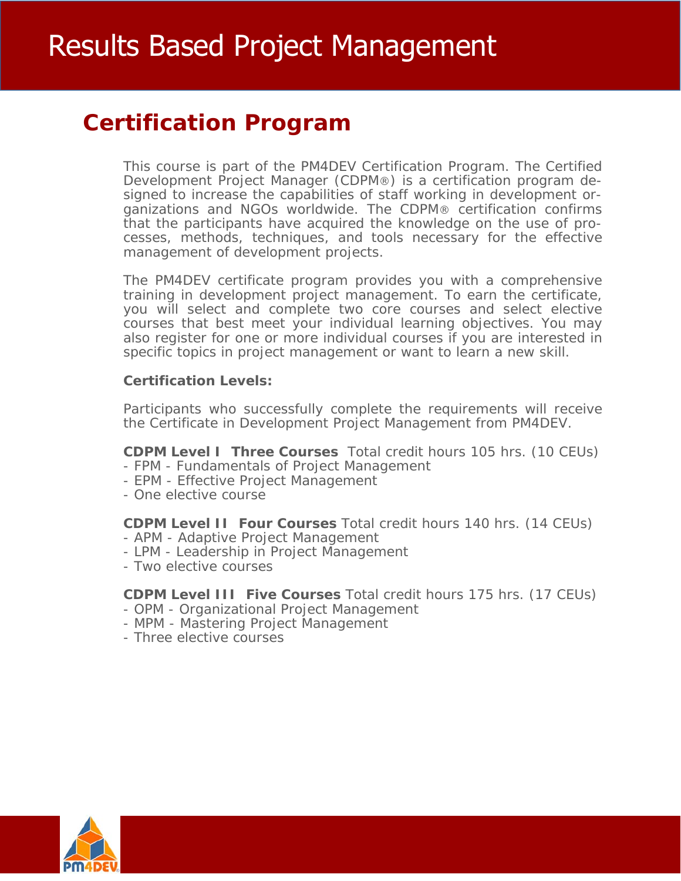## Certification Program

This course is part of the PM4DEV Certification Program. The Certified Development Project Manager (CDPM®) is a certification program designed to increase the capabilities of staff working in development organizations and NGOs worldwide. The CDPM® certification confirms that the participants have acquired the knowledge on the use of processes, methods, techniques, and tools necessary for the effective management of development projects.

The PM4DEV certificate program provides you with a comprehensive training in development project management. To earn the certificate, you will select and complete two core courses and select elective courses that best meet your individual learning objectives. You may also register for one or more individual courses if you are interested in specific topics in project management or want to learn a new skill.

**Certification Levels:**

Participants who successfully complete the requirements will receive the Certificate in Development Project Management from PM4DEV.

**CDPM Level I Three Courses** Total credit hours 105 hrs. (10 CEUs)
- FPM - Fundamentals of Project Management
- EPM - Effective Project Management
- One elective course

**CDPM Level II Four Courses** Total credit hours 140 hrs. (14 CEUs)
- APM - Adaptive Project Management
- LPM - Leadership in Project Management
- Two elective courses

**CDPM Level III Five Courses** Total credit hours 175 hrs. (17 CEUs)
- OPM - Organizational Project Management
- MPM - Mastering Project Management
- Three elective courses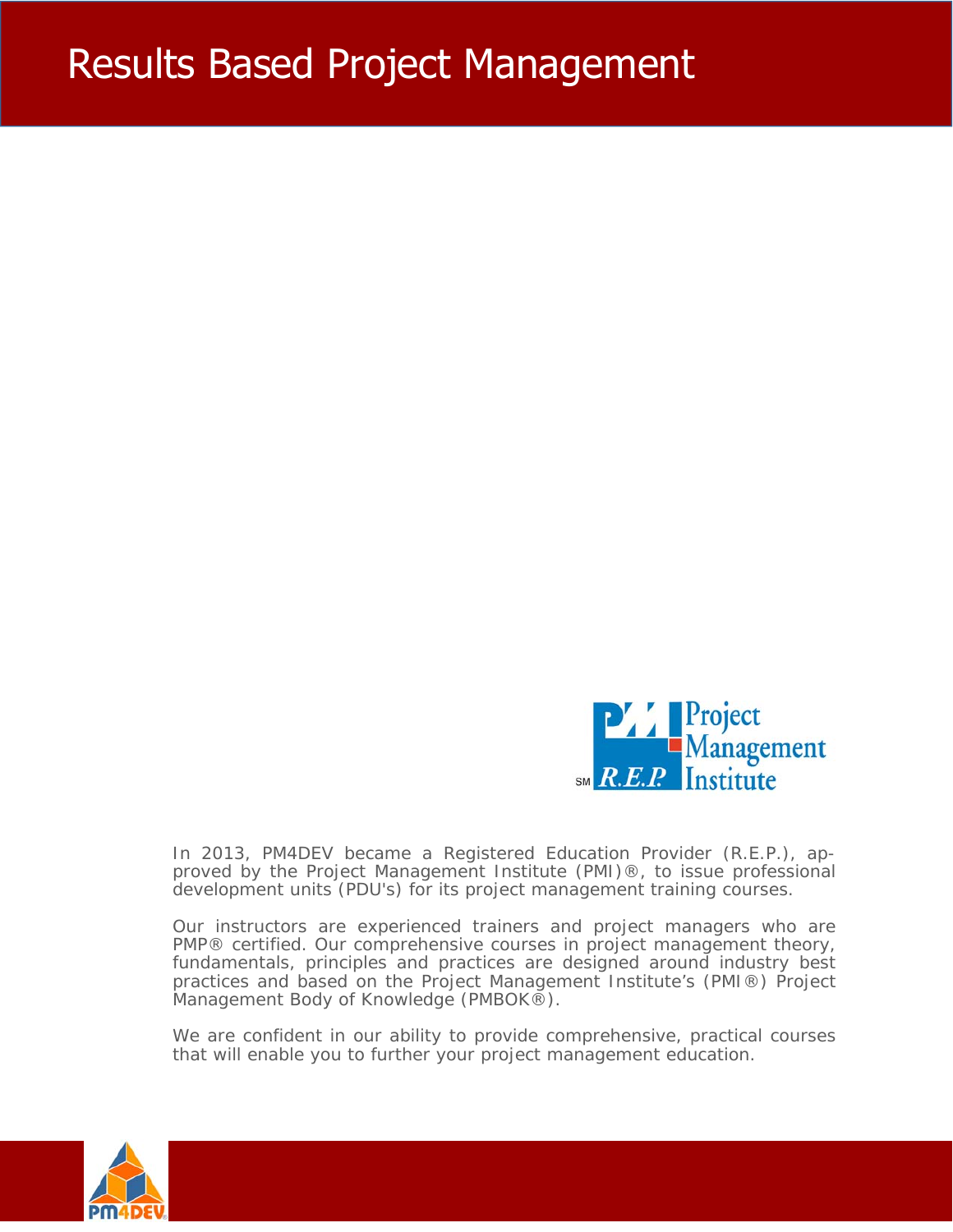# Results Based Project Management

In 2013, PM4DEV became a Registered Education Provider (R.E.P.), approved by the Project Management Institute (PMI)®, to issue professional development units (PDU's) for its project management training courses.

Our instructors are experienced trainers and project managers who are PMP® certified. Our comprehensive courses in project management theory, fundamentals, principles and practices are designed around industry best practices and based on the Project Management Institute's (PMI®) Project Management Body of Knowledge (PMBOK®).

We are confident in our ability to provide comprehensive, practical courses that will enable you to further your project management education.